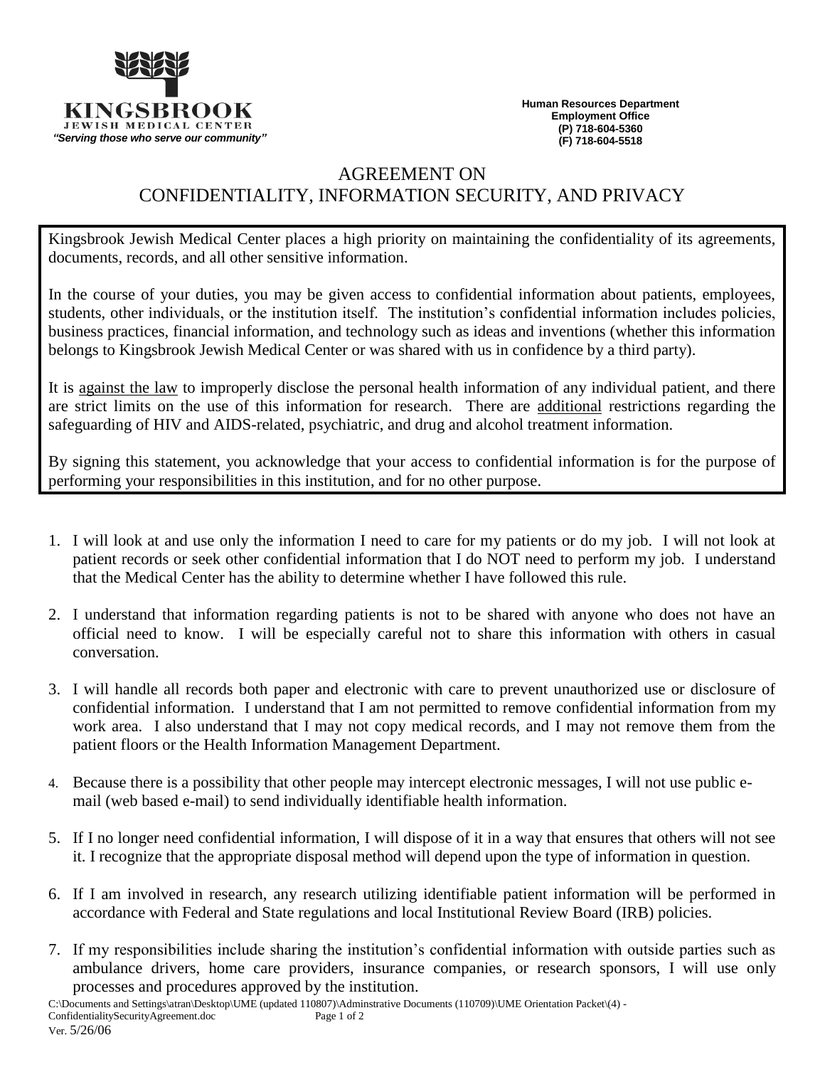**KINGSBROOK**
**JEWISH MEDICAL CENTER**
*"Serving those who serve our community"*

**Human Resources Department**
**Employment Office**
**(P) 718-604-5360**
**(F) 718-604-5518**

# AGREEMENT ON CONFIDENTIALITY, INFORMATION SECURITY, AND PRIVACY

Kingsbrook Jewish Medical Center places a high priority on maintaining the confidentiality of its agreements, documents, records, and all other sensitive information.

In the course of your duties, you may be given access to confidential information about patients, employees, students, other individuals, or the institution itself. The institution's confidential information includes policies, business practices, financial information, and technology such as ideas and inventions (whether this information belongs to Kingsbrook Jewish Medical Center or was shared with us in confidence by a third party).

It is <u>against the law</u> to improperly disclose the personal health information of any individual patient, and there are strict limits on the use of this information for research. There are <u>additional</u> restrictions regarding the safeguarding of HIV and AIDS-related, psychiatric, and drug and alcohol treatment information.

By signing this statement, you acknowledge that your access to confidential information is for the purpose of performing your responsibilities in this institution, and for no other purpose.

1. I will look at and use only the information I need to care for my patients or do my job. I will not look at patient records or seek other confidential information that I do NOT need to perform my job. I understand that the Medical Center has the ability to determine whether I have followed this rule.
2. I understand that information regarding patients is not to be shared with anyone who does not have an official need to know. I will be especially careful not to share this information with others in casual conversation.
3. I will handle all records both paper and electronic with care to prevent unauthorized use or disclosure of confidential information. I understand that I am not permitted to remove confidential information from my work area. I also understand that I may not copy medical records, and I may not remove them from the patient floors or the Health Information Management Department.
4. Because there is a possibility that other people may intercept electronic messages, I will not use public e-mail (web based e-mail) to send individually identifiable health information.
5. If I no longer need confidential information, I will dispose of it in a way that ensures that others will not see it. I recognize that the appropriate disposal method will depend upon the type of information in question.
6. If I am involved in research, any research utilizing identifiable patient information will be performed in accordance with Federal and State regulations and local Institutional Review Board (IRB) policies.
7. If my responsibilities include sharing the institution's confidential information with outside parties such as ambulance drivers, home care providers, insurance companies, or research sponsors, I will use only processes and procedures approved by the institution.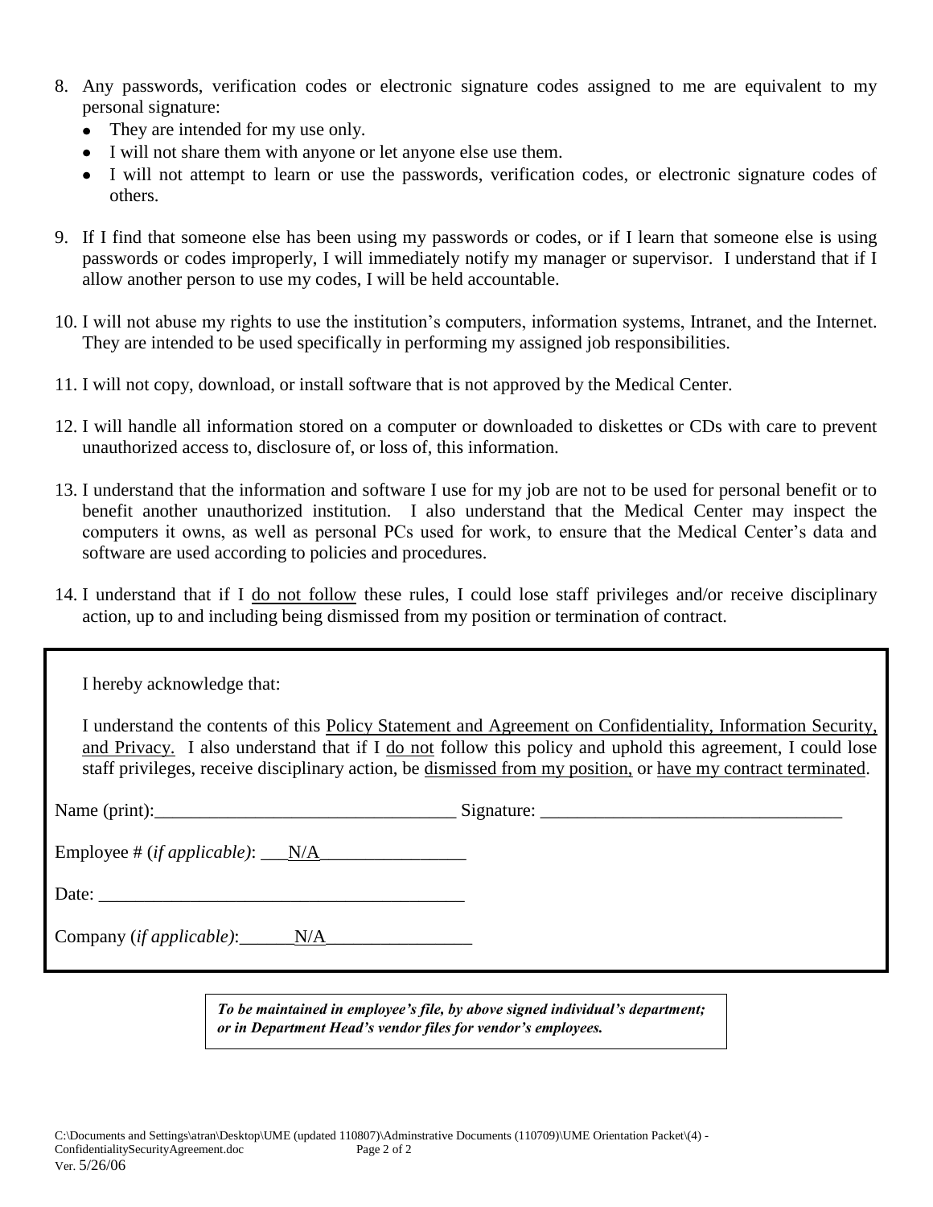8. Any passwords, verification codes or electronic signature codes assigned to me are equivalent to my personal signature:
   - They are intended for my use only.
   - I will not share them with anyone or let anyone else use them.
   - I will not attempt to learn or use the passwords, verification codes, or electronic signature codes of others.

9. If I find that someone else has been using my passwords or codes, or if I learn that someone else is using passwords or codes improperly, I will immediately notify my manager or supervisor. I understand that if I allow another person to use my codes, I will be held accountable.

10. I will not abuse my rights to use the institution's computers, information systems, Intranet, and the Internet. They are intended to be used specifically in performing my assigned job responsibilities.

11. I will not copy, download, or install software that is not approved by the Medical Center.

12. I will handle all information stored on a computer or downloaded to diskettes or CDs with care to prevent unauthorized access to, disclosure of, or loss of, this information.

13. I understand that the information and software I use for my job are not to be used for personal benefit or to benefit another unauthorized institution. I also understand that the Medical Center may inspect the computers it owns, as well as personal PCs used for work, to ensure that the Medical Center's data and software are used according to policies and procedures.

14. I understand that if I <u>do not follow</u> these rules, I could lose staff privileges and/or receive disciplinary action, up to and including being dismissed from my position or termination of contract.

---

I hereby acknowledge that:

I understand the contents of this <u>Policy Statement and Agreement on Confidentiality, Information Security, and Privacy.</u> I also understand that if I <u>do not</u> follow this policy and uphold this agreement, I could lose staff privileges, receive disciplinary action, be <u>dismissed from my position,</u> or <u>have my contract terminated</u>.

Name (print):_________________________________ Signature: _________________________________

Employee # (*if applicable*): ___N/A________________

Date: ________________________________________

Company (*if applicable*):______N/A________________

---

***To be maintained in employee's file, by above signed individual's department; or in Department Head's vendor files for vendor's employees.***

C:\Documents and Settings\atran\Desktop\UME (updated 110807)\Adminstrative Documents (110709)\UME Orientation Packet\(4) - ConfidentialitySecurityAgreement.doc

Ver. 5/26/06